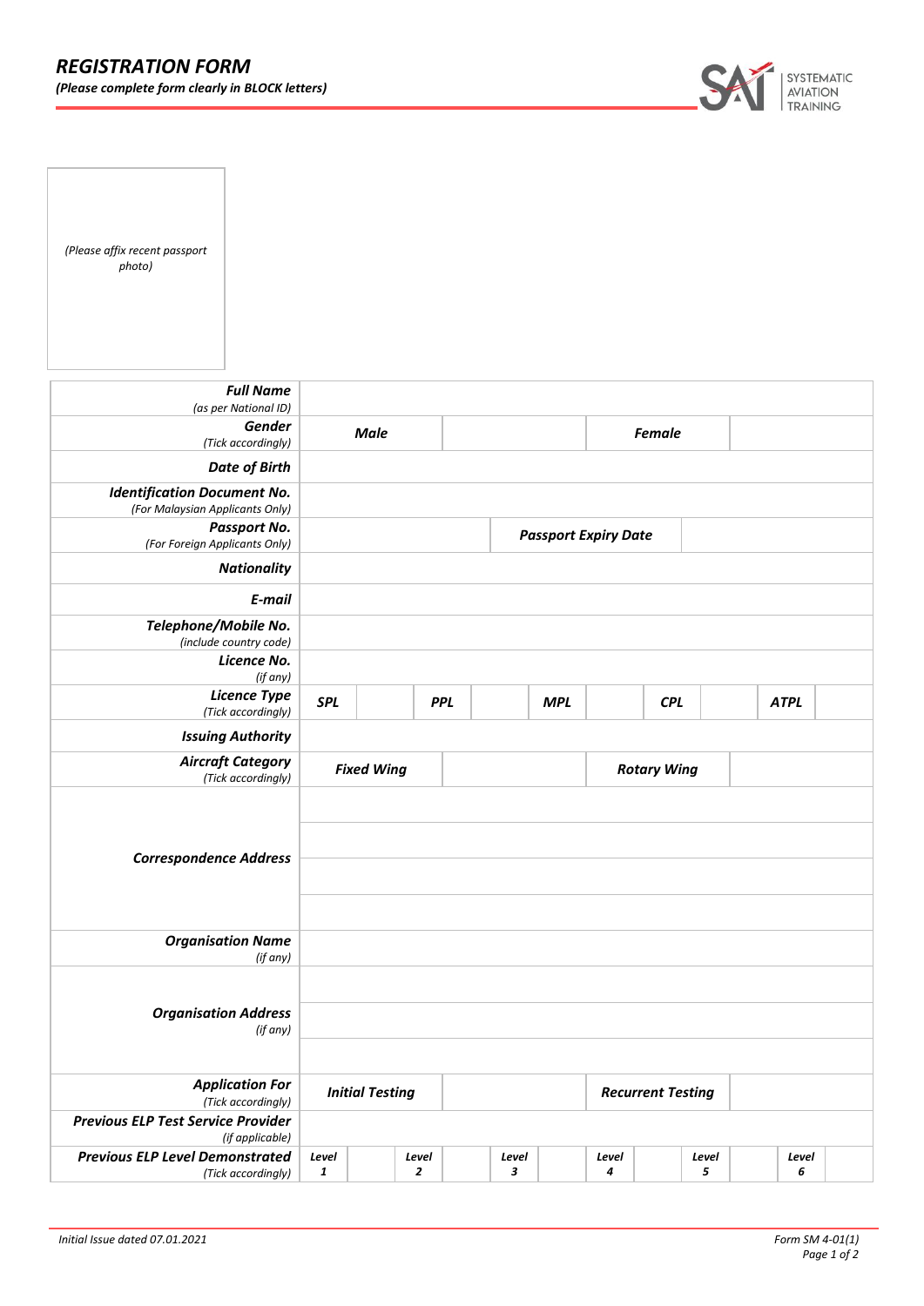# *REGISTRATION FORM*

***(Please complete form clearly in BLOCK letters)***

*(Please affix recent passport photo)*

| | | | | | | | | | | | |
|---|---|---|---|---|---|---|---|---|---|---|---|
| ***Full Name*** *(as per National ID)* | | | | | | | | | | | |
| ***Gender*** *(Tick accordingly)* | ***Male*** | | | | | ***Female*** | | | | | |
| ***Date of Birth*** | | | | | | | | | | | |
| ***Identification Document No.*** *(For Malaysian Applicants Only)* | | | | | | | | | | | |
| ***Passport No.*** *(For Foreign Applicants Only)* | | | | ***Passport Expiry Date*** | | | | | | | |
| ***Nationality*** | | | | | | | | | | | |
| ***E-mail*** | | | | | | | | | | | |
| ***Telephone/Mobile No.*** *(include country code)* | | | | | | | | | | | |
| ***Licence No.*** *(if any)* | | | | | | | | | | | |
| ***Licence Type*** *(Tick accordingly)* | ***SPL*** | | ***PPL*** | | ***MPL*** | | ***CPL*** | | ***ATPL*** | | |
| ***Issuing Authority*** | | | | | | | | | | | |
| ***Aircraft Category*** *(Tick accordingly)* | ***Fixed Wing*** | | | | | ***Rotary Wing*** | | | | | |
| ***Correspondence Address*** | | | | | | | | | | | |
| | | | | | | | | | | | |
| | | | | | | | | | | | |
| | | | | | | | | | | | |
| ***Organisation Name*** *(if any)* | | | | | | | | | | | |
| ***Organisation Address*** *(if any)* | | | | | | | | | | | |
| | | | | | | | | | | | |
| | | | | | | | | | | | |
| ***Application For*** *(Tick accordingly)* | ***Initial Testing*** | | | | | ***Recurrent Testing*** | | | | | |
| ***Previous ELP Test Service Provider*** *(if applicable)* | | | | | | | | | | | |
| ***Previous ELP Level Demonstrated*** *(Tick accordingly)* | ***Level 1*** | | ***Level 2*** | | ***Level 3*** | | ***Level 4*** | | ***Level 5*** | | ***Level 6*** |

*Initial Issue dated 07.01.2021*

*Form SM 4-01(1)*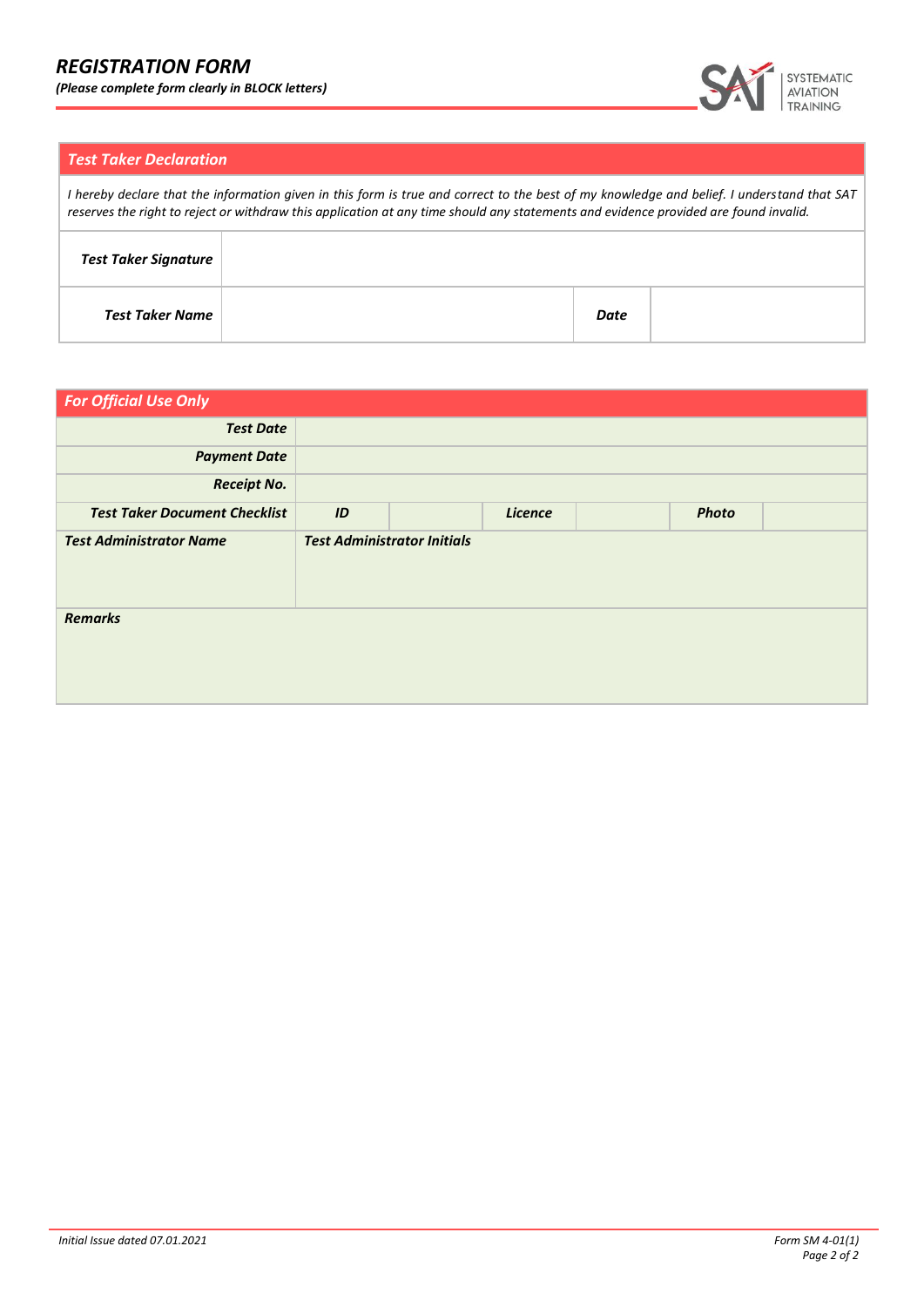## REGISTRATION FORM

*(Please complete form clearly in BLOCK letters)*

SYSTEMATIC AVIATION TRAINING

| Test Taker Declaration | | | |
|---|---|---|---|
| *I hereby declare that the information given in this form is true and correct to the best of my knowledge and belief. I understand that SAT reserves the right to reject or withdraw this application at any time should any statements and evidence provided are found invalid.* | | | |
| **Test Taker Signature** | | | |
| **Test Taker Name** | | **Date** | |

| For Official Use Only | | | | | | |
|---|---|---|---|---|---|---|
| **Test Date** | | | | | | |
| **Payment Date** | | | | | | |
| **Receipt No.** | | | | | | |
| **Test Taker Document Checklist** | **ID** | | **Licence** | | **Photo** | |
| **Test Administrator Name** | **Test Administrator Initials** | | | | | |
| **Remarks** | | | | | | |

*Initial Issue dated 07.01.2021*

*Form SM 4-01(1)*